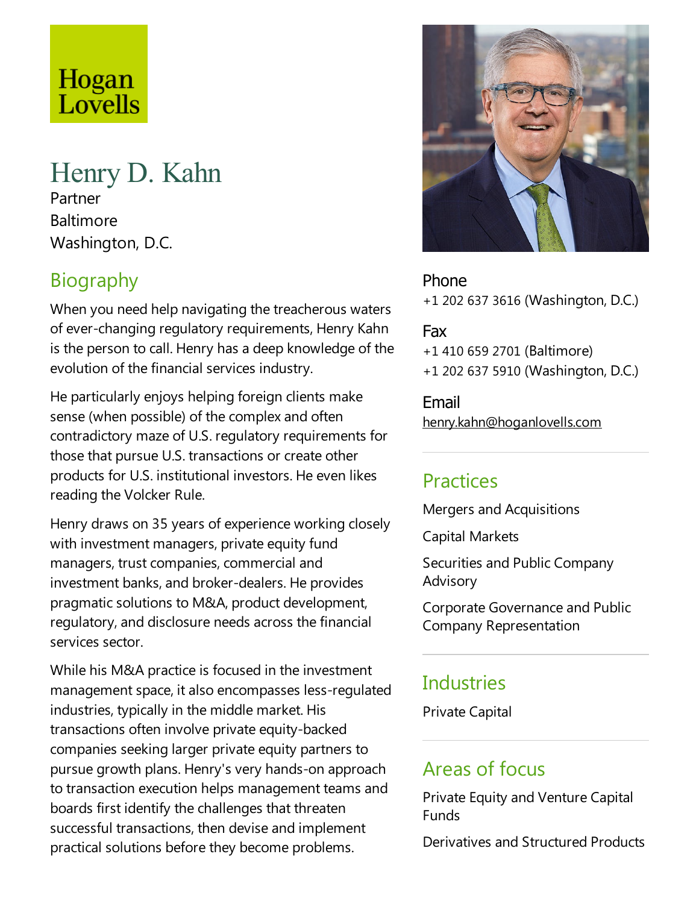Hogan Lovells

# Henry D. Kahn

Partner

Baltimore

Washington, D.C.

## Biography

When you need help navigating the treacherous waters of ever-changing regulatory requirements, Henry Kahn is the person to call. Henry has a deep knowledge of the evolution of the financial services industry.

He particularly enjoys helping foreign clients make sense (when possible) of the complex and often contradictory maze of U.S. regulatory requirements for those that pursue U.S. transactions or create other products for U.S. institutional investors. He even likes reading the Volcker Rule.

Henry draws on 35 years of experience working closely with investment managers, private equity fund managers, trust companies, commercial and investment banks, and broker-dealers. He provides pragmatic solutions to M&A, product development, regulatory, and disclosure needs across the financial services sector.

While his M&A practice is focused in the investment management space, it also encompasses less-regulated industries, typically in the middle market. His transactions often involve private equity-backed companies seeking larger private equity partners to pursue growth plans. Henry's very hands-on approach to transaction execution helps management teams and boards first identify the challenges that threaten successful transactions, then devise and implement practical solutions before they become problems.

**Phone**

+1 202 637 3616 (Washington, D.C.)

**Fax**

+1 410 659 2701 (Baltimore)

+1 202 637 5910 (Washington, D.C.)

**Email**

henry.kahn@hoganlovells.com

## Practices

Mergers and Acquisitions

Capital Markets

Securities and Public Company Advisory

Corporate Governance and Public Company Representation

## Industries

Private Capital

## Areas of focus

Private Equity and Venture Capital Funds

Derivatives and Structured Products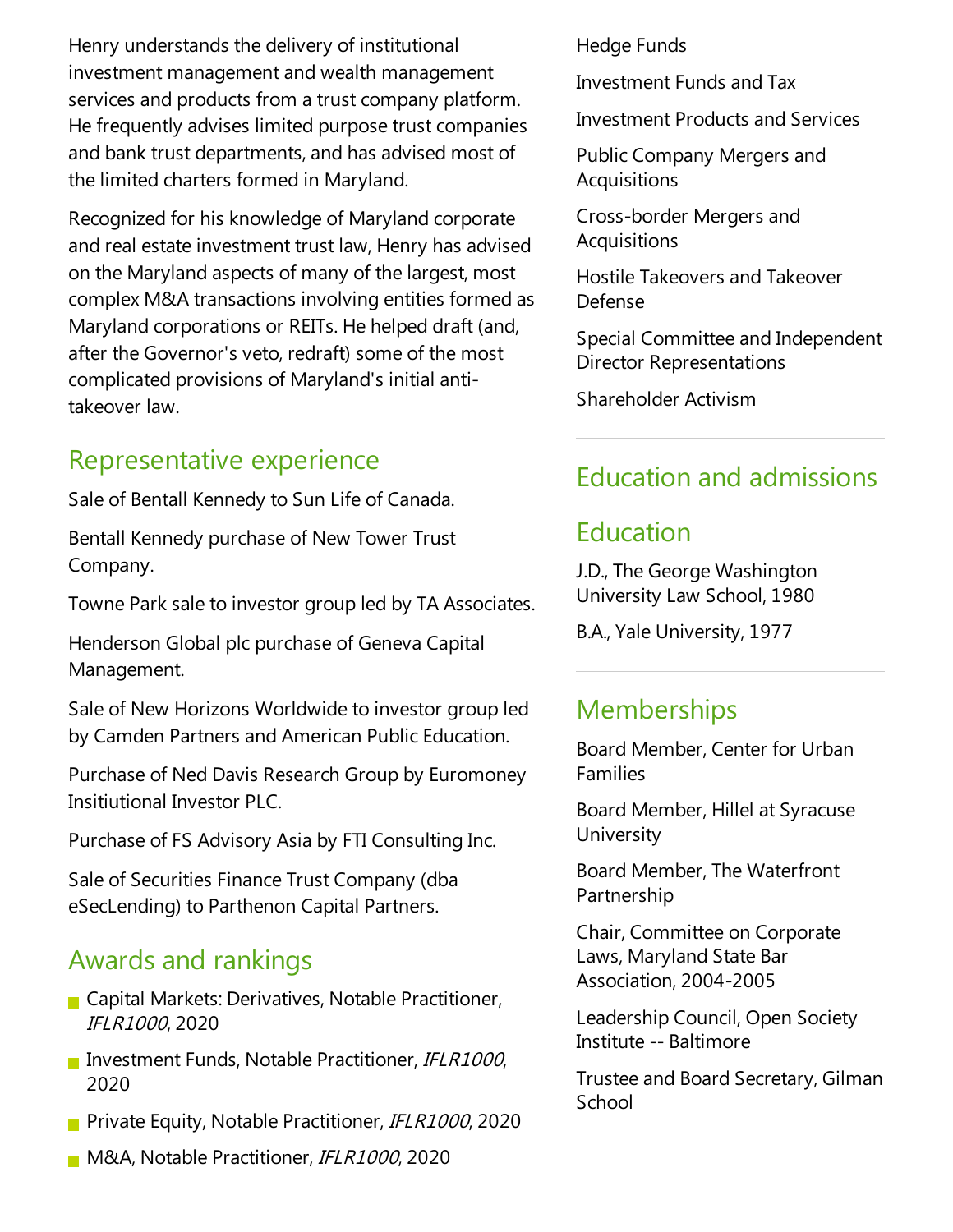Henry understands the delivery of institutional investment management and wealth management services and products from a trust company platform. He frequently advises limited purpose trust companies and bank trust departments, and has advised most of the limited charters formed in Maryland.

Recognized for his knowledge of Maryland corporate and real estate investment trust law, Henry has advised on the Maryland aspects of many of the largest, most complex M&A transactions involving entities formed as Maryland corporations or REITs. He helped draft (and, after the Governor's veto, redraft) some of the most complicated provisions of Maryland's initial anti-takeover law.

## Representative experience

Sale of Bentall Kennedy to Sun Life of Canada.

Bentall Kennedy purchase of New Tower Trust Company.

Towne Park sale to investor group led by TA Associates.

Henderson Global plc purchase of Geneva Capital Management.

Sale of New Horizons Worldwide to investor group led by Camden Partners and American Public Education.

Purchase of Ned Davis Research Group by Euromoney Insitiutional Investor PLC.

Purchase of FS Advisory Asia by FTI Consulting Inc.

Sale of Securities Finance Trust Company (dba eSecLending) to Parthenon Capital Partners.

## Awards and rankings

- Capital Markets: Derivatives, Notable Practitioner, *IFLR1000*, 2020
- Investment Funds, Notable Practitioner, *IFLR1000*, 2020
- Private Equity, Notable Practitioner, *IFLR1000*, 2020
- M&A, Notable Practitioner, *IFLR1000*, 2020

Hedge Funds

Investment Funds and Tax

Investment Products and Services

Public Company Mergers and Acquisitions

Cross-border Mergers and Acquisitions

Hostile Takeovers and Takeover Defense

Special Committee and Independent Director Representations

Shareholder Activism

## Education and admissions

## Education

J.D., The George Washington University Law School, 1980

B.A., Yale University, 1977

## Memberships

Board Member, Center for Urban Families

Board Member, Hillel at Syracuse University

Board Member, The Waterfront Partnership

Chair, Committee on Corporate Laws, Maryland State Bar Association, 2004-2005

Leadership Council, Open Society Institute -- Baltimore

Trustee and Board Secretary, Gilman School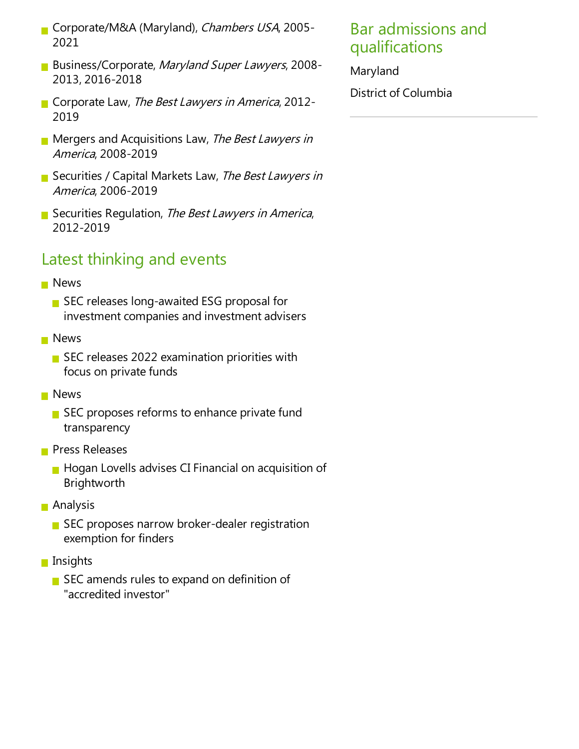- Corporate/M&A (Maryland), *Chambers USA*, 2005-2021
- Business/Corporate, *Maryland Super Lawyers*, 2008-2013, 2016-2018
- Corporate Law, *The Best Lawyers in America*, 2012-2019
- Mergers and Acquisitions Law, *The Best Lawyers in America*, 2008-2019
- Securities / Capital Markets Law, *The Best Lawyers in America*, 2006-2019
- Securities Regulation, *The Best Lawyers in America*, 2012-2019

## Latest thinking and events

- News
  - SEC releases long-awaited ESG proposal for investment companies and investment advisers
- News
  - SEC releases 2022 examination priorities with focus on private funds
- News
  - SEC proposes reforms to enhance private fund transparency
- Press Releases
  - Hogan Lovells advises CI Financial on acquisition of Brightworth
- Analysis
  - SEC proposes narrow broker-dealer registration exemption for finders
- Insights
  - SEC amends rules to expand on definition of "accredited investor"

## Bar admissions and qualifications

Maryland

District of Columbia